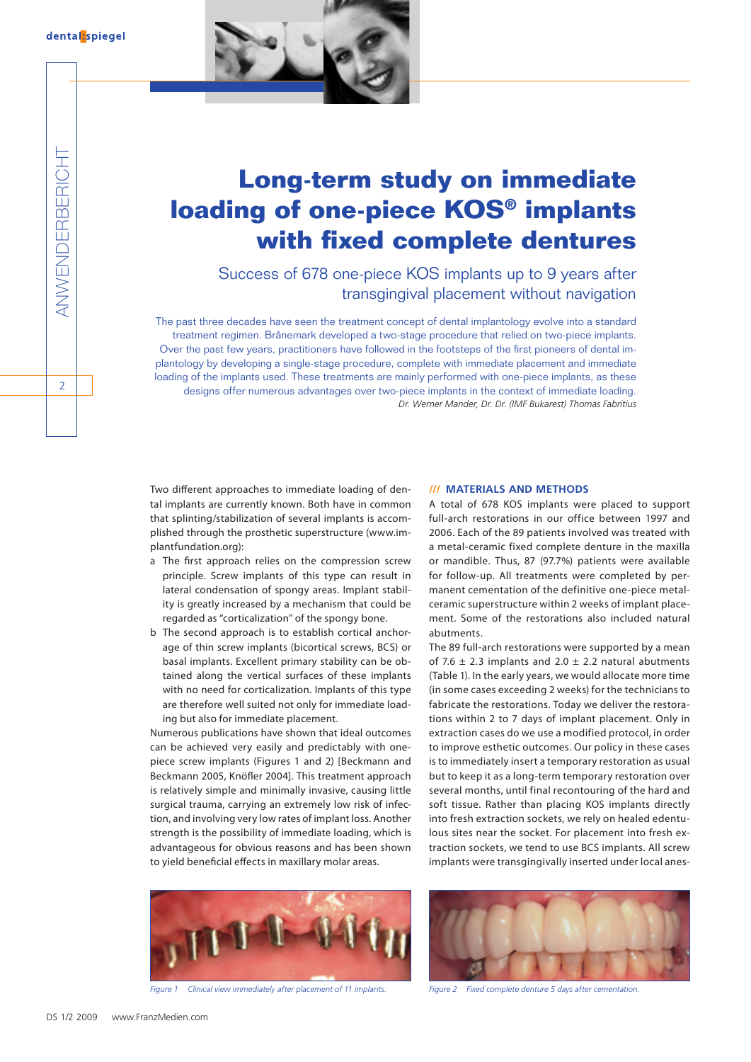# Long-term study on immediate loading of one-piece KOS® implants with fixed complete dentures

## Success of 678 one-piece KOS implants up to 9 years after transgingival placement without navigation

The past three decades have seen the treatment concept of dental implantology evolve into a standard treatment regimen. Brånemark developed a two-stage procedure that relied on two-piece implants. Over the past few years, practitioners have followed in the footsteps of the first pioneers of dental implantology by developing a single-stage procedure, complete with immediate placement and immediate loading of the implants used. These treatments are mainly performed with one-piece implants, as these designs offer numerous advantages over two-piece implants in the context of immediate loading.

*Dr. Werner Mander, Dr. Dr. (IMF Bukarest) Thomas Fabritius*

Two different approaches to immediate loading of dental implants are currently known. Both have in common that splinting/stabilization of several implants is accomplished through the prosthetic superstructure (www.implantfundation.org):

a The first approach relies on the compression screw principle. Screw implants of this type can result in lateral condensation of spongy areas. Implant stability is greatly increased by a mechanism that could be regarded as "corticalization" of the spongy bone.

b The second approach is to establish cortical anchorage of thin screw implants (bicortical screws, BCS) or basal implants. Excellent primary stability can be obtained along the vertical surfaces of these implants with no need for corticalization. Implants of this type are therefore well suited not only for immediate loading but also for immediate placement.

Numerous publications have shown that ideal outcomes can be achieved very easily and predictably with one-piece screw implants (Figures 1 and 2) [Beckmann and Beckmann 2005, Knöfler 2004]. This treatment approach is relatively simple and minimally invasive, causing little surgical trauma, carrying an extremely low risk of infection, and involving very low rates of implant loss. Another strength is the possibility of immediate loading, which is advantageous for obvious reasons and has been shown to yield beneficial effects in maxillary molar areas.

### /// MATERIALS AND METHODS

A total of 678 KOS implants were placed to support full-arch restorations in our office between 1997 and 2006. Each of the 89 patients involved was treated with a metal-ceramic fixed complete denture in the maxilla or mandible. Thus, 87 (97.7%) patients were available for follow-up. All treatments were completed by permanent cementation of the definitive one-piece metal-ceramic superstructure within 2 weeks of implant placement. Some of the restorations also included natural abutments.

The 89 full-arch restorations were supported by a mean of 7.6 ± 2.3 implants and 2.0 ± 2.2 natural abutments (Table 1). In the early years, we would allocate more time (in some cases exceeding 2 weeks) for the technicians to fabricate the restorations. Today we deliver the restorations within 2 to 7 days of implant placement. Only in extraction cases do we use a modified protocol, in order to improve esthetic outcomes. Our policy in these cases is to immediately insert a temporary restoration as usual but to keep it as a long-term temporary restoration over several months, until final recontouring of the hard and soft tissue. Rather than placing KOS implants directly into fresh extraction sockets, we rely on healed edentulous sites near the socket. For placement into fresh extraction sockets, we tend to use BCS implants. All screw implants were transgingivally inserted under local anes-

*Figure 1 Clinical view immediately after placement of 11 implants.*

*Figure 2 Fixed complete denture 5 days after cementation.*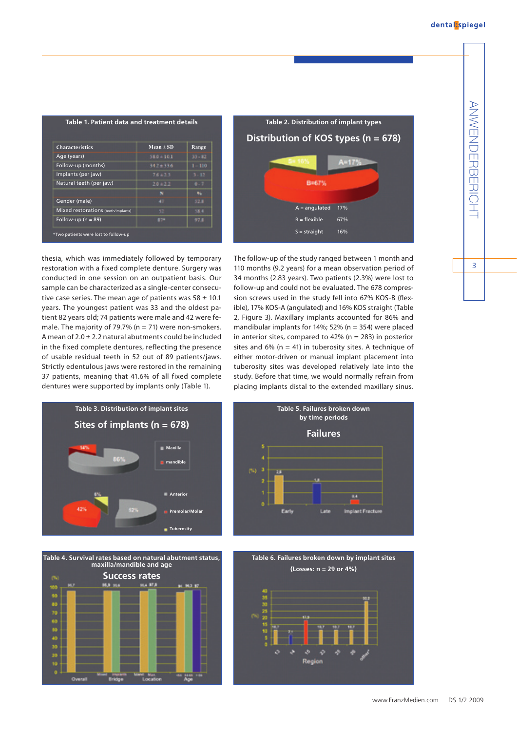**Table 1. Patient data and treatment details**

| Characteristics | Mean ± SD | Range |
|---|---|---|
| Age (years) | 58.0 ± 10.1 | 33 – 82 |
| Follow-up (months) | 34.2 ± 33.6 | 1 – 110 |
| Implants (per jaw) | 7.6 ± 2.3 | 3 – 12 |
| Natural teeth (per jaw) | 2.0 ± 2.2 | 0 – 7 |
| | N | % |
| Gender (male) | 47 | 52.8 |
| Mixed restorations (teeth/implants) | 52 | 58.4 |
| Follow-up (n = 89) | 87* | 97.8 |

*Two patients were lost to follow-up

**Table 2. Distribution of implant types**

Distribution of KOS types (n = 678)

| | |
|---|---|
| A = angulated | 17% |
| B = flexible | 67% |
| S = straight | 16% |

thesia, which was immediately followed by temporary restoration with a fixed complete denture. Surgery was conducted in one session on an outpatient basis. Our sample can be characterized as a single-center consecutive case series. The mean age of patients was 58 ± 10.1 years. The youngest patient was 33 and the oldest patient 82 years old; 74 patients were male and 42 were female. The majority of 79.7% (n = 71) were non-smokers. A mean of 2.0 ± 2.2 natural abutments could be included in the fixed complete dentures, reflecting the presence of usable residual teeth in 52 out of 89 patients/jaws. Strictly edentulous jaws were restored in the remaining 37 patients, meaning that 41.6% of all fixed complete dentures were supported by implants only (Table 1).

The follow-up of the study ranged between 1 month and 110 months (9.2 years) for a mean observation period of 34 months (2.83 years). Two patients (2.3%) were lost to follow-up and could not be evaluated. The 678 compression screws used in the study fell into 67% KOS-B (flexible), 17% KOS-A (angulated) and 16% KOS straight (Table 2, Figure 3). Maxillary implants accounted for 86% and mandibular implants for 14%; 52% (n = 354) were placed in anterior sites, compared to 42% (n = 283) in posterior sites and 6% (n = 41) in tuberosity sites. A technique of either motor-driven or manual implant placement into tuberosity sites was developed relatively late into the study. Before that time, we would normally refrain from placing implants distal to the extended maxillary sinus.

**Table 3. Distribution of implant sites**

Sites of implants (n = 678)

| | |
|---|---|
| Maxilla | 86% |
| mandible | 14% |
| Anterior | 52% |
| Premolar/Molar | 42% |
| Tuberosity | 6% |

**Table 5. Failures broken down by time periods**

Failures (%)

| Early | Late | Implant Fracture |
|---|---|---|
| 2.8 | 1.8 | 0.4 |

**Table 4. Survival rates based on natural abutment status, maxilla/mandible and age**

Success rates (%)

| Overall | Bridge: Mixed | Bridge: Implants | Location: Mand. | Location: Max. | Age: <46 | Age: 46-65 | Age: >66 |
|---|---|---|---|---|---|---|---|
| 96.7 | 96.9 | 96.6 | 96.4 | 97.8 | 94 | 96.3 | 97 |

**Table 6. Failures broken down by implant sites**

(Losses: n = 29 or 4%)

| Region | 13 | 14 | 15 | 23 | 25 | 26 | other |
|---|---|---|---|---|---|---|---|
| (%) | 10.7 | 7.1 | 17.9 | 10.7 | 10.7 | 10.7 | 33.2 |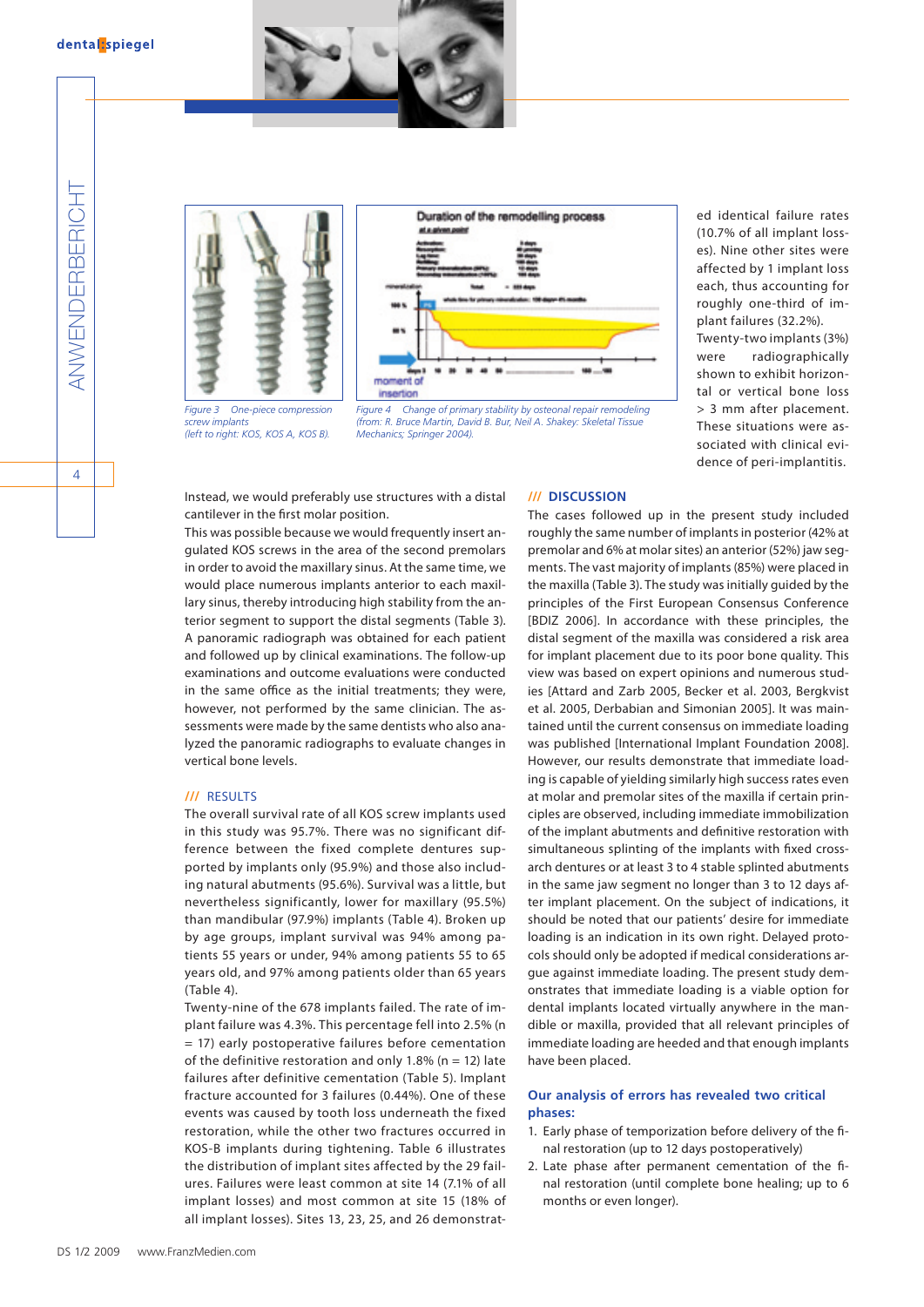Figure 3 One-piece compression screw implants (left to right: KOS, KOS A, KOS B).

Figure 4 Change of primary stability by osteonal repair remodeling (from: R. Bruce Martin, David B. Bur, Neil A. Shakey: Skeletal Tissue Mechanics; Springer 2004).

ed identical failure rates (10.7% of all implant losses). Nine other sites were affected by 1 implant loss each, thus accounting for roughly one-third of implant failures (32.2%).

Twenty-two implants (3%) were radiographically shown to exhibit horizontal or vertical bone loss > 3 mm after placement. These situations were associated with clinical evidence of peri-implantitis.

Instead, we would preferably use structures with a distal cantilever in the first molar position.

This was possible because we would frequently insert angulated KOS screws in the area of the second premolars in order to avoid the maxillary sinus. At the same time, we would place numerous implants anterior to each maxillary sinus, thereby introducing high stability from the anterior segment to support the distal segments (Table 3).

A panoramic radiograph was obtained for each patient and followed up by clinical examinations. The follow-up examinations and outcome evaluations were conducted in the same office as the initial treatments; they were, however, not performed by the same clinician. The assessments were made by the same dentists who also analyzed the panoramic radiographs to evaluate changes in vertical bone levels.

## /// RESULTS

The overall survival rate of all KOS screw implants used in this study was 95.7%. There was no significant difference between the fixed complete dentures supported by implants only (95.9%) and those also including natural abutments (95.6%). Survival was a little, but nevertheless significantly, lower for maxillary (95.5%) than mandibular (97.9%) implants (Table 4). Broken up by age groups, implant survival was 94% among patients 55 years or under, 94% among patients 55 to 65 years old, and 97% among patients older than 65 years (Table 4).

Twenty-nine of the 678 implants failed. The rate of implant failure was 4.3%. This percentage fell into 2.5% (n = 17) early postoperative failures before cementation of the definitive restoration and only 1.8% (n = 12) late failures after definitive cementation (Table 5). Implant fracture accounted for 3 failures (0.44%). One of these events was caused by tooth loss underneath the fixed restoration, while the other two fractures occurred in KOS-B implants during tightening. Table 6 illustrates the distribution of implant sites affected by the 29 failures. Failures were least common at site 14 (7.1% of all implant losses) and most common at site 15 (18% of all implant losses). Sites 13, 23, 25, and 26 demonstrat-

## /// DISCUSSION

The cases followed up in the present study included roughly the same number of implants in posterior (42% at premolar and 6% at molar sites) an anterior (52%) jaw segments. The vast majority of implants (85%) were placed in the maxilla (Table 3). The study was initially guided by the principles of the First European Consensus Conference [BDIZ 2006]. In accordance with these principles, the distal segment of the maxilla was considered a risk area for implant placement due to its poor bone quality. This view was based on expert opinions and numerous studies [Attard and Zarb 2005, Becker et al. 2003, Bergkvist et al. 2005, Derbabian and Simonian 2005]. It was maintained until the current consensus on immediate loading was published [International Implant Foundation 2008]. However, our results demonstrate that immediate loading is capable of yielding similarly high success rates even at molar and premolar sites of the maxilla if certain principles are observed, including immediate immobilization of the implant abutments and definitive restoration with simultaneous splinting of the implants with fixed cross-arch dentures or at least 3 to 4 stable splinted abutments in the same jaw segment no longer than 3 to 12 days after implant placement. On the subject of indications, it should be noted that our patients' desire for immediate loading is an indication in its own right. Delayed protocols should only be adopted if medical considerations argue against immediate loading. The present study demonstrates that immediate loading is a viable option for dental implants located virtually anywhere in the mandible or maxilla, provided that all relevant principles of immediate loading are heeded and that enough implants have been placed.

### Our analysis of errors has revealed two critical phases:

1. Early phase of temporization before delivery of the final restoration (up to 12 days postoperatively)
2. Late phase after permanent cementation of the final restoration (until complete bone healing; up to 6 months or even longer).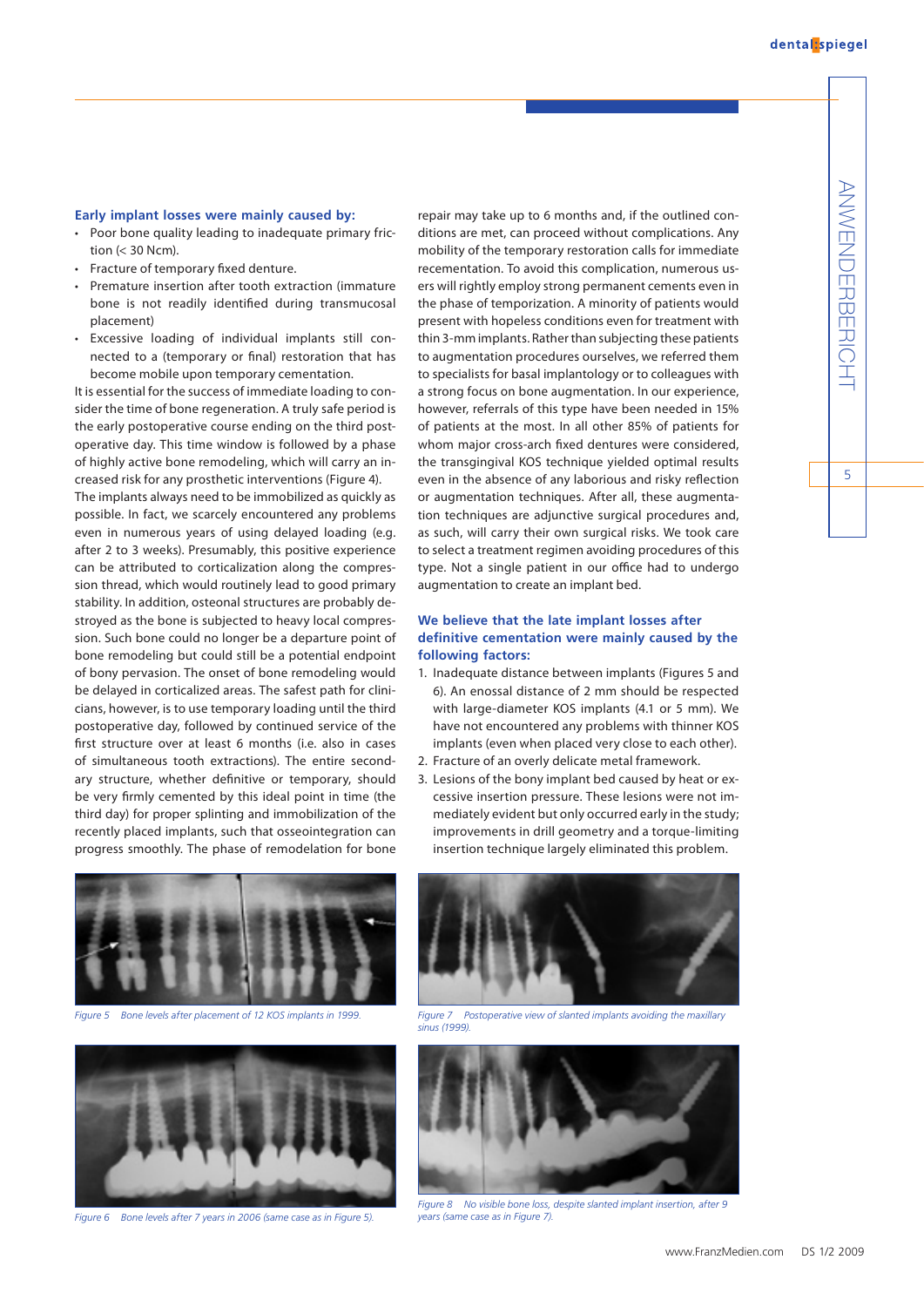**Early implant losses were mainly caused by:**

- Poor bone quality leading to inadequate primary friction (< 30 Ncm).
- Fracture of temporary fixed denture.
- Premature insertion after tooth extraction (immature bone is not readily identified during transmucosal placement)
- Excessive loading of individual implants still connected to a (temporary or final) restoration that has become mobile upon temporary cementation.

It is essential for the success of immediate loading to consider the time of bone regeneration. A truly safe period is the early postoperative course ending on the third postoperative day. This time window is followed by a phase of highly active bone remodeling, which will carry an increased risk for any prosthetic interventions (Figure 4).

The implants always need to be immobilized as quickly as possible. In fact, we scarcely encountered any problems even in numerous years of using delayed loading (e.g. after 2 to 3 weeks). Presumably, this positive experience can be attributed to corticalization along the compression thread, which would routinely lead to good primary stability. In addition, osteonal structures are probably destroyed as the bone is subjected to heavy local compression. Such bone could no longer be a departure point of bone remodeling but could still be a potential endpoint of bony pervasion. The onset of bone remodeling would be delayed in corticalized areas. The safest path for clinicians, however, is to use temporary loading until the third postoperative day, followed by continued service of the first structure over at least 6 months (i.e. also in cases of simultaneous tooth extractions). The entire secondary structure, whether definitive or temporary, should be very firmly cemented by this ideal point in time (the third day) for proper splinting and immobilization of the recently placed implants, such that osseointegration can progress smoothly. The phase of remodelation for bone repair may take up to 6 months and, if the outlined conditions are met, can proceed without complications. Any mobility of the temporary restoration calls for immediate recementation. To avoid this complication, numerous users will rightly employ strong permanent cements even in the phase of temporization. A minority of patients would present with hopeless conditions even for treatment with thin 3-mm implants. Rather than subjecting these patients to augmentation procedures ourselves, we referred them to specialists for basal implantology or to colleagues with a strong focus on bone augmentation. In our experience, however, referrals of this type have been needed in 15% of patients at the most. In all other 85% of patients for whom major cross-arch fixed dentures were considered, the transgingival KOS technique yielded optimal results even in the absence of any laborious and risky reflection or augmentation techniques. After all, these augmentation techniques are adjunctive surgical procedures and, as such, will carry their own surgical risks. We took care to select a treatment regimen avoiding procedures of this type. Not a single patient in our office had to undergo augmentation to create an implant bed.

**We believe that the late implant losses after definitive cementation were mainly caused by the following factors:**

1. Inadequate distance between implants (Figures 5 and 6). An enossal distance of 2 mm should be respected with large-diameter KOS implants (4.1 or 5 mm). We have not encountered any problems with thinner KOS implants (even when placed very close to each other).
2. Fracture of an overly delicate metal framework.
3. Lesions of the bony implant bed caused by heat or excessive insertion pressure. These lesions were not immediately evident but only occurred early in the study; improvements in drill geometry and a torque-limiting insertion technique largely eliminated this problem.

*Figure 5 Bone levels after placement of 12 KOS implants in 1999.*

*Figure 6 Bone levels after 7 years in 2006 (same case as in Figure 5).*

*Figure 7 Postoperative view of slanted implants avoiding the maxillary sinus (1999).*

*Figure 8 No visible bone loss, despite slanted implant insertion, after 9 years (same case as in Figure 7).*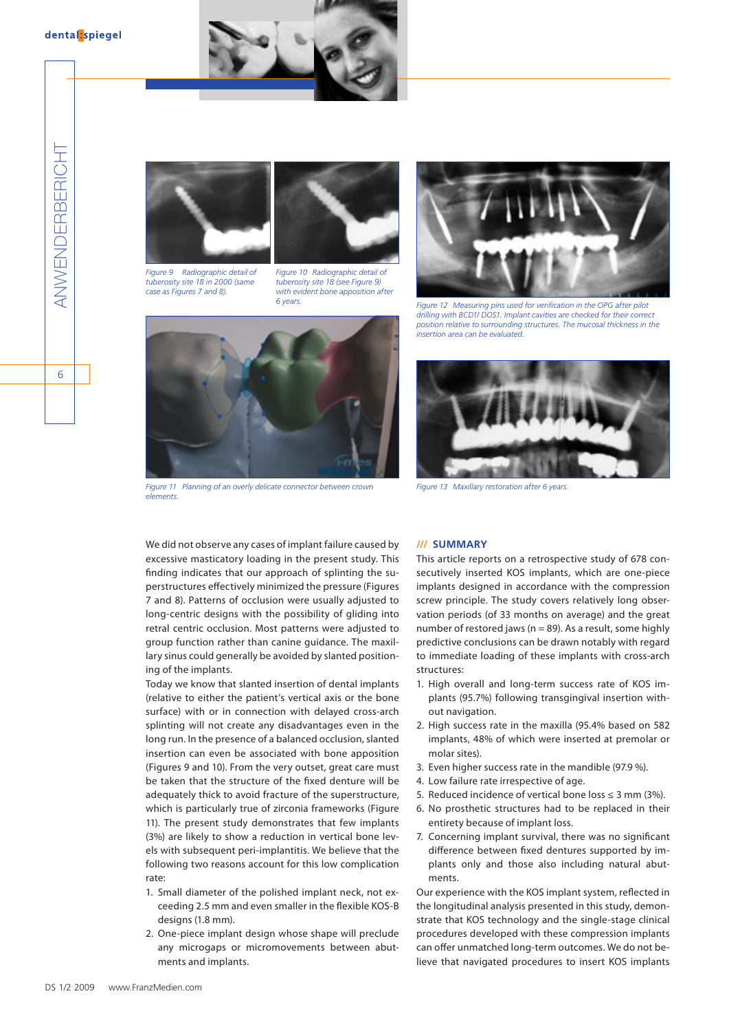Figure 9 Radiographic detail of tuberosity site 18 in 2000 (same case as Figures 7 and 8).

Figure 10 Radiographic detail of tuberosity site 18 (see Figure 9) with evident bone apposition after 6 years.

Figure 11 Planning of an overly delicate connector between crown elements.

Figure 12 Measuring pins used for verification in the OPG after pilot drilling with BCD1/ DOS1. Implant cavities are checked for their correct position relative to surrounding structures. The mucosal thickness in the insertion area can be evaluated.

Figure 13 Maxillary restoration after 6 years.

We did not observe any cases of implant failure caused by excessive masticatory loading in the present study. This finding indicates that our approach of splinting the superstructures effectively minimized the pressure (Figures 7 and 8). Patterns of occlusion were usually adjusted to long-centric designs with the possibility of gliding into retral centric occlusion. Most patterns were adjusted to group function rather than canine guidance. The maxillary sinus could generally be avoided by slanted positioning of the implants.

Today we know that slanted insertion of dental implants (relative to either the patient's vertical axis or the bone surface) with or in connection with delayed cross-arch splinting will not create any disadvantages even in the long run. In the presence of a balanced occlusion, slanted insertion can even be associated with bone apposition (Figures 9 and 10). From the very outset, great care must be taken that the structure of the fixed denture will be adequately thick to avoid fracture of the superstructure, which is particularly true of zirconia frameworks (Figure 11). The present study demonstrates that few implants (3%) are likely to show a reduction in vertical bone levels with subsequent peri-implantitis. We believe that the following two reasons account for this low complication rate:

1. Small diameter of the polished implant neck, not exceeding 2.5 mm and even smaller in the flexible KOS-B designs (1.8 mm).
2. One-piece implant design whose shape will preclude any microgaps or micromovements between abutments and implants.

## /// SUMMARY

This article reports on a retrospective study of 678 consecutively inserted KOS implants, which are one-piece implants designed in accordance with the compression screw principle. The study covers relatively long observation periods (of 33 months on average) and the great number of restored jaws (n = 89). As a result, some highly predictive conclusions can be drawn notably with regard to immediate loading of these implants with cross-arch structures:

1. High overall and long-term success rate of KOS implants (95.7%) following transgingival insertion without navigation.
2. High success rate in the maxilla (95.4% based on 582 implants, 48% of which were inserted at premolar or molar sites).
3. Even higher success rate in the mandible (97.9 %).
4. Low failure rate irrespective of age.
5. Reduced incidence of vertical bone loss ≤ 3 mm (3%).
6. No prosthetic structures had to be replaced in their entirety because of implant loss.
7. Concerning implant survival, there was no significant difference between fixed dentures supported by implants only and those also including natural abutments.

Our experience with the KOS implant system, reflected in the longitudinal analysis presented in this study, demonstrate that KOS technology and the single-stage clinical procedures developed with these compression implants can offer unmatched long-term outcomes. We do not believe that navigated procedures to insert KOS implants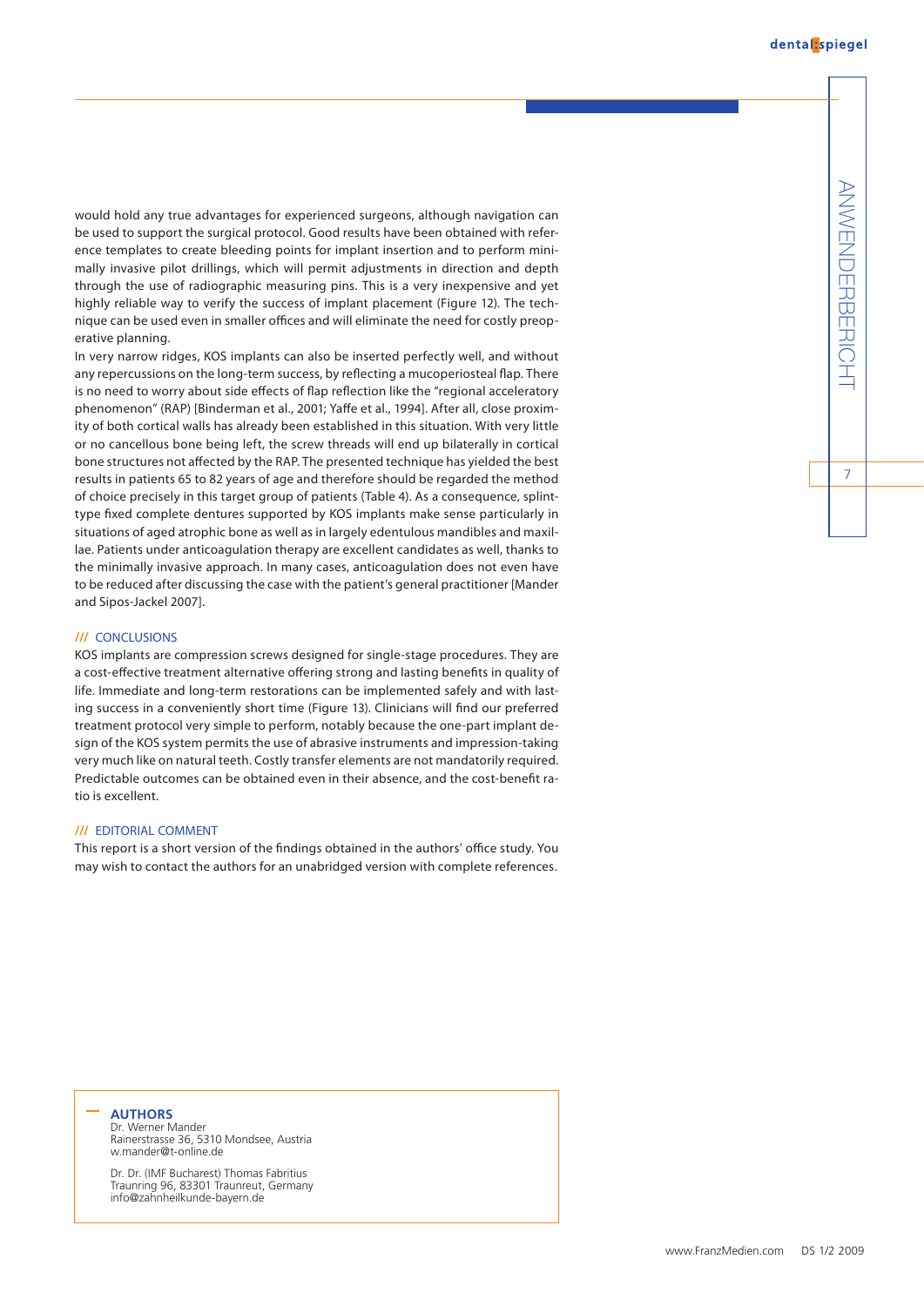would hold any true advantages for experienced surgeons, although navigation can be used to support the surgical protocol. Good results have been obtained with reference templates to create bleeding points for implant insertion and to perform minimally invasive pilot drillings, which will permit adjustments in direction and depth through the use of radiographic measuring pins. This is a very inexpensive and yet highly reliable way to verify the success of implant placement (Figure 12). The technique can be used even in smaller offices and will eliminate the need for costly preoperative planning.

In very narrow ridges, KOS implants can also be inserted perfectly well, and without any repercussions on the long-term success, by reflecting a mucoperiosteal flap. There is no need to worry about side effects of flap reflection like the "regional acceleratory phenomenon" (RAP) [Binderman et al., 2001; Yaffe et al., 1994]. After all, close proximity of both cortical walls has already been established in this situation. With very little or no cancellous bone being left, the screw threads will end up bilaterally in cortical bone structures not affected by the RAP. The presented technique has yielded the best results in patients 65 to 82 years of age and therefore should be regarded the method of choice precisely in this target group of patients (Table 4). As a consequence, splint-type fixed complete dentures supported by KOS implants make sense particularly in situations of aged atrophic bone as well as in largely edentulous mandibles and maxillae. Patients under anticoagulation therapy are excellent candidates as well, thanks to the minimally invasive approach. In many cases, anticoagulation does not even have to be reduced after discussing the case with the patient's general practitioner [Mander and Sipos-Jackel 2007].

## /// CONCLUSIONS

KOS implants are compression screws designed for single-stage procedures. They are a cost-effective treatment alternative offering strong and lasting benefits in quality of life. Immediate and long-term restorations can be implemented safely and with lasting success in a conveniently short time (Figure 13). Clinicians will find our preferred treatment protocol very simple to perform, notably because the one-part implant design of the KOS system permits the use of abrasive instruments and impression-taking very much like on natural teeth. Costly transfer elements are not mandatorily required. Predictable outcomes can be obtained even in their absence, and the cost-benefit ratio is excellent.

## /// EDITORIAL COMMENT

This report is a short version of the findings obtained in the authors' office study. You may wish to contact the authors for an unabridged version with complete references.

**AUTHORS**

Dr. Werner Mander
Rainerstrasse 36, 5310 Mondsee, Austria
w.mander@t-online.de

Dr. Dr. (IMF Bucharest) Thomas Fabritius
Traunring 96, 83301 Traunreut, Germany
info@zahnheilkunde-bayern.de